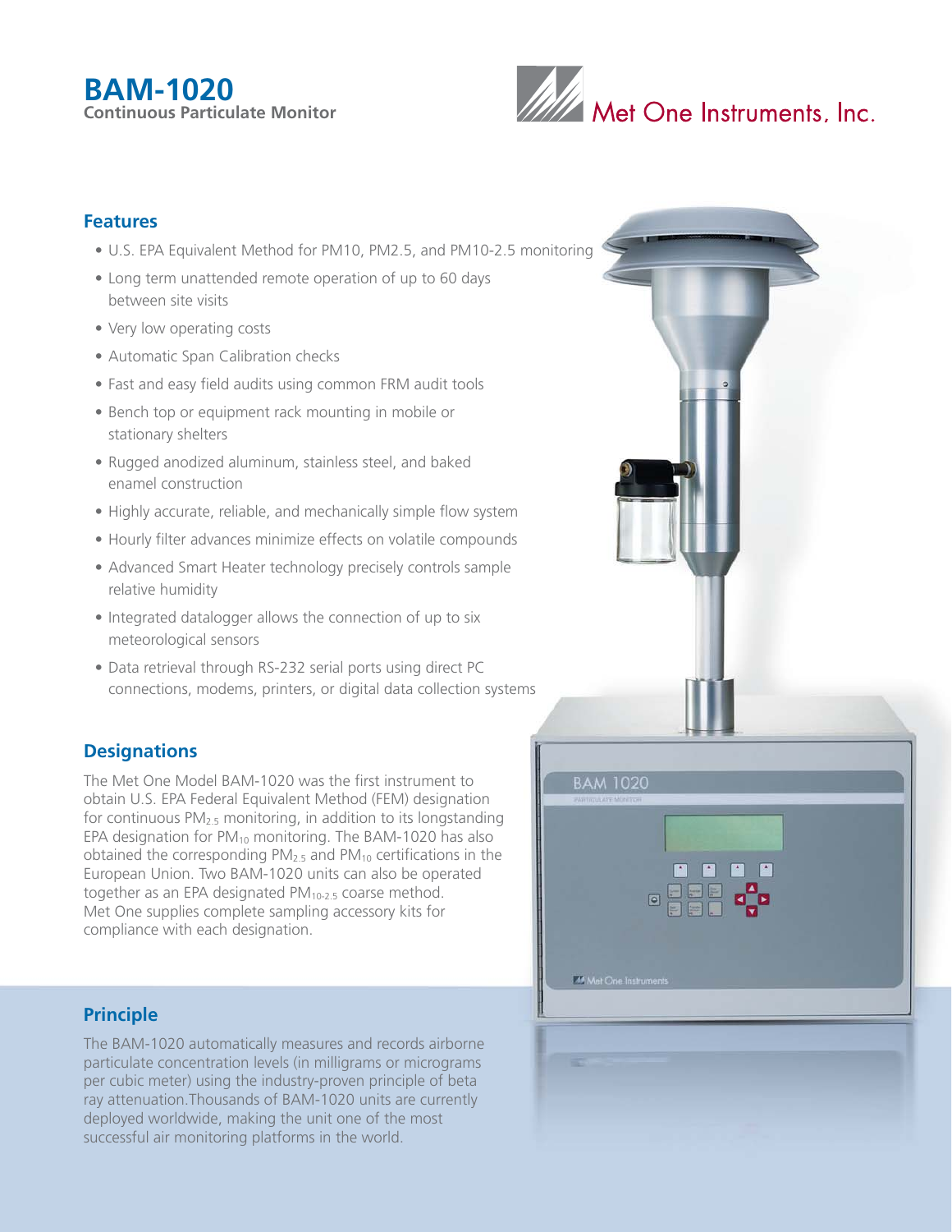# BAM-1020

**Continuous Particulate Monitor**

Met One Instruments, Inc.

## Features

- U.S. EPA Equivalent Method for PM10, PM2.5, and PM10-2.5 monitoring
- Long term unattended remote operation of up to 60 days between site visits
- Very low operating costs
- Automatic Span Calibration checks
- Fast and easy field audits using common FRM audit tools
- Bench top or equipment rack mounting in mobile or stationary shelters
- Rugged anodized aluminum, stainless steel, and baked enamel construction
- Highly accurate, reliable, and mechanically simple flow system
- Hourly filter advances minimize effects on volatile compounds
- Advanced Smart Heater technology precisely controls sample relative humidity
- Integrated datalogger allows the connection of up to six meteorological sensors
- Data retrieval through RS-232 serial ports using direct PC connections, modems, printers, or digital data collection systems

## Designations

The Met One Model BAM-1020 was the first instrument to obtain U.S. EPA Federal Equivalent Method (FEM) designation for continuous $PM_{2.5}$ monitoring, in addition to its longstanding EPA designation for $PM_{10}$ monitoring. The BAM-1020 has also obtained the corresponding $PM_{2.5}$ and $PM_{10}$ certifications in the European Union. Two BAM-1020 units can also be operated together as an EPA designated $PM_{10\text{-}2.5}$ coarse method. Met One supplies complete sampling accessory kits for compliance with each designation.

## Principle

The BAM-1020 automatically measures and records airborne particulate concentration levels (in milligrams or micrograms per cubic meter) using the industry-proven principle of beta ray attenuation.Thousands of BAM-1020 units are currently deployed worldwide, making the unit one of the most successful air monitoring platforms in the world.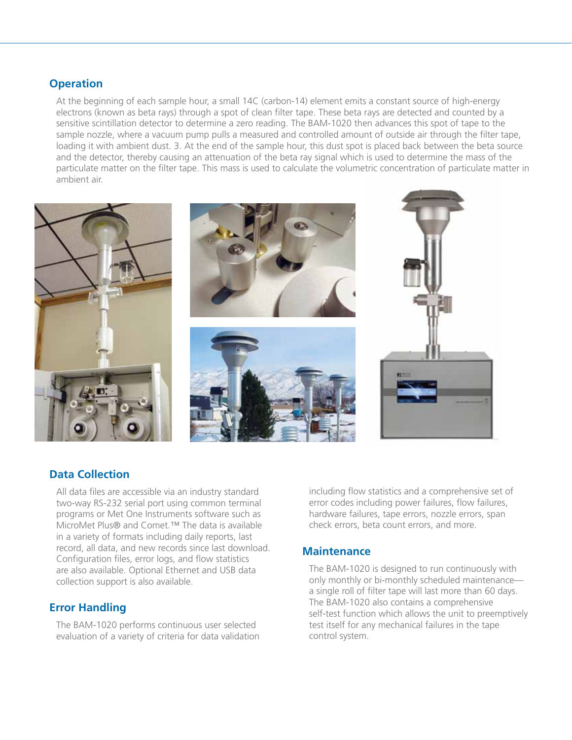## Operation

At the beginning of each sample hour, a small 14C (carbon-14) element emits a constant source of high-energy electrons (known as beta rays) through a spot of clean filter tape. These beta rays are detected and counted by a sensitive scintillation detector to determine a zero reading. The BAM-1020 then advances this spot of tape to the sample nozzle, where a vacuum pump pulls a measured and controlled amount of outside air through the filter tape, loading it with ambient dust. 3. At the end of the sample hour, this dust spot is placed back between the beta source and the detector, thereby causing an attenuation of the beta ray signal which is used to determine the mass of the particulate matter on the filter tape. This mass is used to calculate the volumetric concentration of particulate matter in ambient air.

## Data Collection

All data files are accessible via an industry standard two-way RS-232 serial port using common terminal programs or Met One Instruments software such as MicroMet Plus® and Comet.™ The data is available in a variety of formats including daily reports, last record, all data, and new records since last download. Configuration files, error logs, and flow statistics are also available. Optional Ethernet and USB data collection support is also available.

## Error Handling

The BAM-1020 performs continuous user selected evaluation of a variety of criteria for data validation including flow statistics and a comprehensive set of error codes including power failures, flow failures, hardware failures, tape errors, nozzle errors, span check errors, beta count errors, and more.

## Maintenance

The BAM-1020 is designed to run continuously with only monthly or bi-monthly scheduled maintenance—a single roll of filter tape will last more than 60 days. The BAM-1020 also contains a comprehensive self-test function which allows the unit to preemptively test itself for any mechanical failures in the tape control system.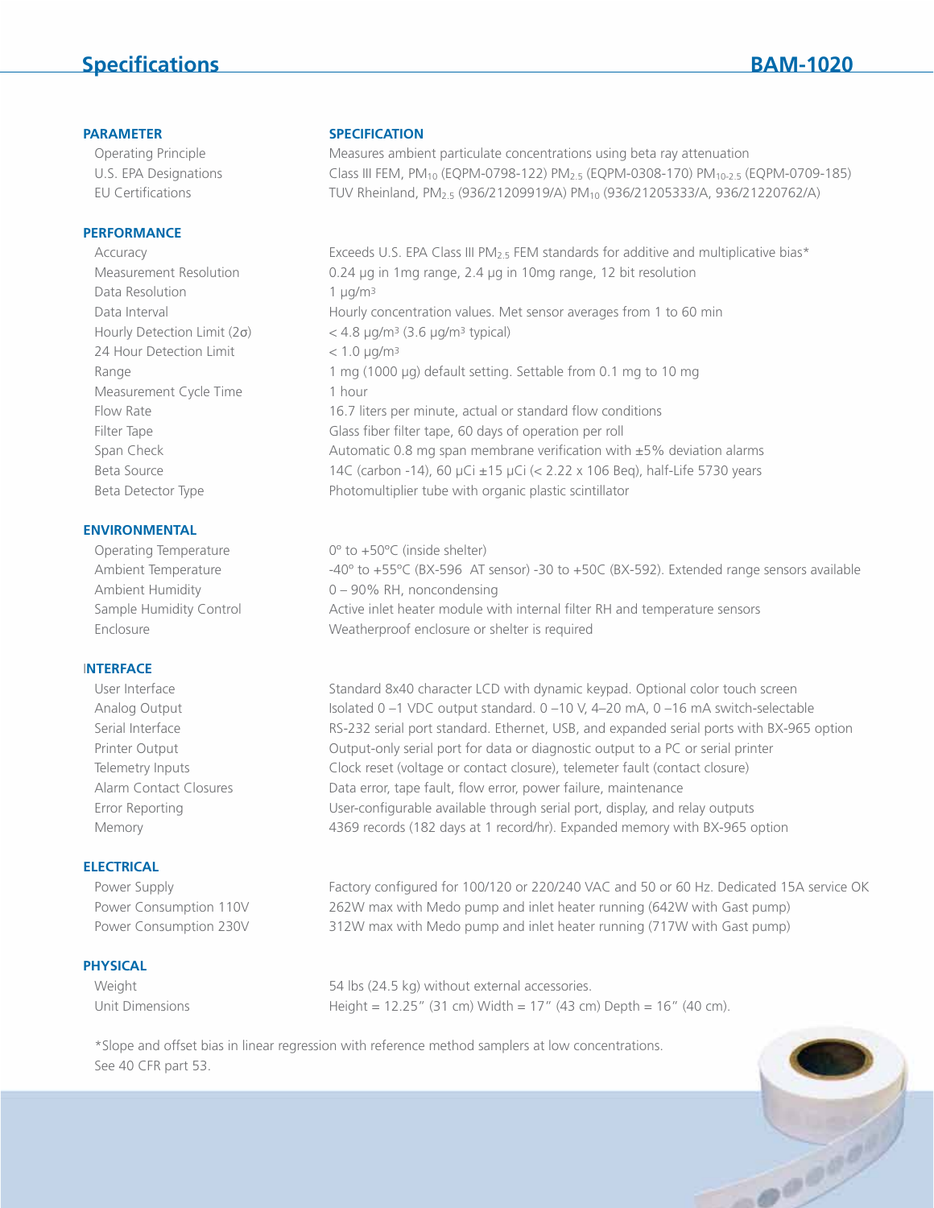## Specifications

## BAM-1020

| PARAMETER | SPECIFICATION |
| --- | --- |
| Operating Principle | Measures ambient particulate concentrations using beta ray attenuation |
| U.S. EPA Designations | Class III FEM, $PM_{10}$ (EQPM-0798-122) $PM_{2.5}$ (EQPM-0308-170) $PM_{10\text{-}2.5}$ (EQPM-0709-185) |
| EU Certifications | TUV Rheinland, $PM_{2.5}$ (936/21209919/A) $PM_{10}$ (936/21205333/A, 936/21220762/A) |
| **PERFORMANCE** | |
| Accuracy | Exceeds U.S. EPA Class III $PM_{2.5}$ FEM standards for additive and multiplicative bias* |
| Measurement Resolution | 0.24 µg in 1mg range, 2.4 µg in 10mg range, 12 bit resolution |
| Data Resolution | 1 µg/m$^3$ |
| Data Interval | Hourly concentration values. Met sensor averages from 1 to 60 min |
| Hourly Detection Limit (2σ) | < 4.8 µg/m$^3$ (3.6 µg/m$^3$ typical) |
| 24 Hour Detection Limit | < 1.0 µg/m$^3$ |
| Range | 1 mg (1000 µg) default setting. Settable from 0.1 mg to 10 mg |
| Measurement Cycle Time | 1 hour |
| Flow Rate | 16.7 liters per minute, actual or standard flow conditions |
| Filter Tape | Glass fiber filter tape, 60 days of operation per roll |
| Span Check | Automatic 0.8 mg span membrane verification with ±5% deviation alarms |
| Beta Source | 14C (carbon -14), 60 µCi ±15 µCi (< 2.22 x 106 Beq), half-Life 5730 years |
| Beta Detector Type | Photomultiplier tube with organic plastic scintillator |
| **ENVIRONMENTAL** | |
| Operating Temperature | 0° to +50°C (inside shelter) |
| Ambient Temperature | -40° to +55°C (BX-596 AT sensor) -30 to +50C (BX-592). Extended range sensors available |
| Ambient Humidity | 0 – 90% RH, noncondensing |
| Sample Humidity Control | Active inlet heater module with internal filter RH and temperature sensors |
| Enclosure | Weatherproof enclosure or shelter is required |
| **INTERFACE** | |
| User Interface | Standard 8x40 character LCD with dynamic keypad. Optional color touch screen |
| Analog Output | Isolated 0 –1 VDC output standard. 0 –10 V, 4–20 mA, 0 –16 mA switch-selectable |
| Serial Interface | RS-232 serial port standard. Ethernet, USB, and expanded serial ports with BX-965 option |
| Printer Output | Output-only serial port for data or diagnostic output to a PC or serial printer |
| Telemetry Inputs | Clock reset (voltage or contact closure), telemeter fault (contact closure) |
| Alarm Contact Closures | Data error, tape fault, flow error, power failure, maintenance |
| Error Reporting | User-configurable available through serial port, display, and relay outputs |
| Memory | 4369 records (182 days at 1 record/hr). Expanded memory with BX-965 option |
| **ELECTRICAL** | |
| Power Supply | Factory configured for 100/120 or 220/240 VAC and 50 or 60 Hz. Dedicated 15A service OK |
| Power Consumption 110V | 262W max with Medo pump and inlet heater running (642W with Gast pump) |
| Power Consumption 230V | 312W max with Medo pump and inlet heater running (717W with Gast pump) |
| **PHYSICAL** | |
| Weight | 54 lbs (24.5 kg) without external accessories. |
| Unit Dimensions | Height = 12.25" (31 cm) Width = 17" (43 cm) Depth = 16" (40 cm). |

*Slope and offset bias in linear regression with reference method samplers at low concentrations. See 40 CFR part 53.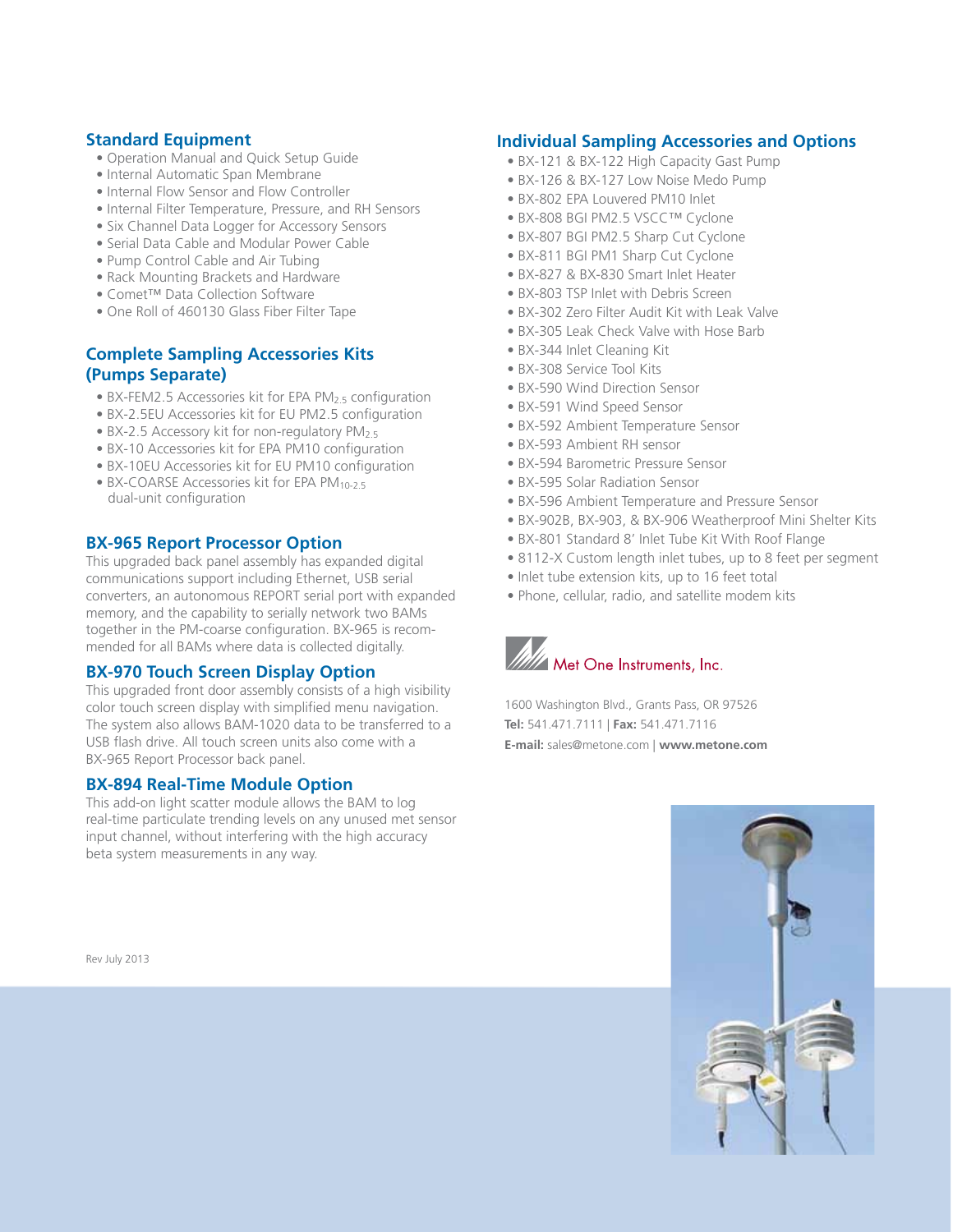## Standard Equipment

- Operation Manual and Quick Setup Guide
- Internal Automatic Span Membrane
- Internal Flow Sensor and Flow Controller
- Internal Filter Temperature, Pressure, and RH Sensors
- Six Channel Data Logger for Accessory Sensors
- Serial Data Cable and Modular Power Cable
- Pump Control Cable and Air Tubing
- Rack Mounting Brackets and Hardware
- Comet™ Data Collection Software
- One Roll of 460130 Glass Fiber Filter Tape

## Complete Sampling Accessories Kits (Pumps Separate)

- BX-FEM2.5 Accessories kit for EPA $PM_{2.5}$ configuration
- BX-2.5EU Accessories kit for EU PM2.5 configuration
- BX-2.5 Accessory kit for non-regulatory $PM_{2.5}$
- BX-10 Accessories kit for EPA PM10 configuration
- BX-10EU Accessories kit for EU PM10 configuration
- BX-COARSE Accessories kit for EPA $PM_{10-2.5}$ dual-unit configuration

## BX-965 Report Processor Option

This upgraded back panel assembly has expanded digital communications support including Ethernet, USB serial converters, an autonomous REPORT serial port with expanded memory, and the capability to serially network two BAMs together in the PM-coarse configuration. BX-965 is recommended for all BAMs where data is collected digitally.

## BX-970 Touch Screen Display Option

This upgraded front door assembly consists of a high visibility color touch screen display with simplified menu navigation. The system also allows BAM-1020 data to be transferred to a USB flash drive. All touch screen units also come with a BX-965 Report Processor back panel.

## BX-894 Real-Time Module Option

This add-on light scatter module allows the BAM to log real-time particulate trending levels on any unused met sensor input channel, without interfering with the high accuracy beta system measurements in any way.

Rev July 2013

## Individual Sampling Accessories and Options

- BX-121 & BX-122 High Capacity Gast Pump
- BX-126 & BX-127 Low Noise Medo Pump
- BX-802 EPA Louvered PM10 Inlet
- BX-808 BGI PM2.5 VSCC™ Cyclone
- BX-807 BGI PM2.5 Sharp Cut Cyclone
- BX-811 BGI PM1 Sharp Cut Cyclone
- BX-827 & BX-830 Smart Inlet Heater
- BX-803 TSP Inlet with Debris Screen
- BX-302 Zero Filter Audit Kit with Leak Valve
- BX-305 Leak Check Valve with Hose Barb
- BX-344 Inlet Cleaning Kit
- BX-308 Service Tool Kits
- BX-590 Wind Direction Sensor
- BX-591 Wind Speed Sensor
- BX-592 Ambient Temperature Sensor
- BX-593 Ambient RH sensor
- BX-594 Barometric Pressure Sensor
- BX-595 Solar Radiation Sensor
- BX-596 Ambient Temperature and Pressure Sensor
- BX-902B, BX-903, & BX-906 Weatherproof Mini Shelter Kits
- BX-801 Standard 8' Inlet Tube Kit With Roof Flange
- 8112-X Custom length inlet tubes, up to 8 feet per segment
- Inlet tube extension kits, up to 16 feet total
- Phone, cellular, radio, and satellite modem kits

Met One Instruments, Inc.

1600 Washington Blvd., Grants Pass, OR 97526
**Tel:** 541.471.7111 | **Fax:** 541.471.7116
**E-mail:** sales@metone.com | **www.metone.com**